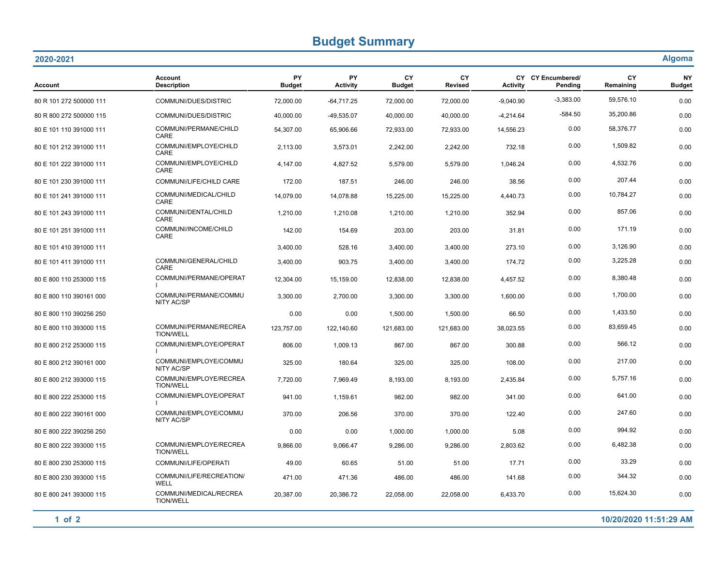# Budget Summary

**2020-2021** — **Algoma**

| Account | Account Description | PY Budget | PY Activity | CY Budget | CY Revised | CY Activity | CY Encumbered/ Pending | CY Remaining | NY Budget |
|---|---|---|---|---|---|---|---|---|---|
| 80 R 101 272 500000 111 | COMMUNI/DUES/DISTRIC | 72,000.00 | -64,717.25 | 72,000.00 | 72,000.00 | -9,040.90 | -3,383.00 | 59,576.10 | 0.00 |
| 80 R 800 272 500000 115 | COMMUNI/DUES/DISTRIC | 40,000.00 | -49,535.07 | 40,000.00 | 40,000.00 | -4,214.64 | -584.50 | 35,200.86 | 0.00 |
| 80 E 101 110 391000 111 | COMMUNI/PERMANE/CHILD CARE | 54,307.00 | 65,906.66 | 72,933.00 | 72,933.00 | 14,556.23 | 0.00 | 58,376.77 | 0.00 |
| 80 E 101 212 391000 111 | COMMUNI/EMPLOYE/CHILD CARE | 2,113.00 | 3,573.01 | 2,242.00 | 2,242.00 | 732.18 | 0.00 | 1,509.82 | 0.00 |
| 80 E 101 222 391000 111 | COMMUNI/EMPLOYE/CHILD CARE | 4,147.00 | 4,827.52 | 5,579.00 | 5,579.00 | 1,046.24 | 0.00 | 4,532.76 | 0.00 |
| 80 E 101 230 391000 111 | COMMUNI/LIFE/CHILD CARE | 172.00 | 187.51 | 246.00 | 246.00 | 38.56 | 0.00 | 207.44 | 0.00 |
| 80 E 101 241 391000 111 | COMMUNI/MEDICAL/CHILD CARE | 14,079.00 | 14,078.88 | 15,225.00 | 15,225.00 | 4,440.73 | 0.00 | 10,784.27 | 0.00 |
| 80 E 101 243 391000 111 | COMMUNI/DENTAL/CHILD CARE | 1,210.00 | 1,210.08 | 1,210.00 | 1,210.00 | 352.94 | 0.00 | 857.06 | 0.00 |
| 80 E 101 251 391000 111 | COMMUNI/INCOME/CHILD CARE | 142.00 | 154.69 | 203.00 | 203.00 | 31.81 | 0.00 | 171.19 | 0.00 |
| 80 E 101 410 391000 111 | | 3,400.00 | 528.16 | 3,400.00 | 3,400.00 | 273.10 | 0.00 | 3,126.90 | 0.00 |
| 80 E 101 411 391000 111 | COMMUNI/GENERAL/CHILD CARE | 3,400.00 | 903.75 | 3,400.00 | 3,400.00 | 174.72 | 0.00 | 3,225.28 | 0.00 |
| 80 E 800 110 253000 115 | COMMUNI/PERMANE/OPERATI | 12,304.00 | 15,159.00 | 12,838.00 | 12,838.00 | 4,457.52 | 0.00 | 8,380.48 | 0.00 |
| 80 E 800 110 390161 000 | COMMUNI/PERMANE/COMMUNITY AC/SP | 3,300.00 | 2,700.00 | 3,300.00 | 3,300.00 | 1,600.00 | 0.00 | 1,700.00 | 0.00 |
| 80 E 800 110 390256 250 | | 0.00 | 0.00 | 1,500.00 | 1,500.00 | 66.50 | 0.00 | 1,433.50 | 0.00 |
| 80 E 800 110 393000 115 | COMMUNI/PERMANE/RECREATION/WELL | 123,757.00 | 122,140.60 | 121,683.00 | 121,683.00 | 38,023.55 | 0.00 | 83,659.45 | 0.00 |
| 80 E 800 212 253000 115 | COMMUNI/EMPLOYE/OPERATI | 806.00 | 1,009.13 | 867.00 | 867.00 | 300.88 | 0.00 | 566.12 | 0.00 |
| 80 E 800 212 390161 000 | COMMUNI/EMPLOYE/COMMUNITY AC/SP | 325.00 | 180.64 | 325.00 | 325.00 | 108.00 | 0.00 | 217.00 | 0.00 |
| 80 E 800 212 393000 115 | COMMUNI/EMPLOYE/RECREATION/WELL | 7,720.00 | 7,969.49 | 8,193.00 | 8,193.00 | 2,435.84 | 0.00 | 5,757.16 | 0.00 |
| 80 E 800 222 253000 115 | COMMUNI/EMPLOYE/OPERATI | 941.00 | 1,159.61 | 982.00 | 982.00 | 341.00 | 0.00 | 641.00 | 0.00 |
| 80 E 800 222 390161 000 | COMMUNI/EMPLOYE/COMMUNITY AC/SP | 370.00 | 206.56 | 370.00 | 370.00 | 122.40 | 0.00 | 247.60 | 0.00 |
| 80 E 800 222 390256 250 | | 0.00 | 0.00 | 1,000.00 | 1,000.00 | 5.08 | 0.00 | 994.92 | 0.00 |
| 80 E 800 222 393000 115 | COMMUNI/EMPLOYE/RECREATION/WELL | 9,866.00 | 9,066.47 | 9,286.00 | 9,286.00 | 2,803.62 | 0.00 | 6,482.38 | 0.00 |
| 80 E 800 230 253000 115 | COMMUNI/LIFE/OPERATI | 49.00 | 60.65 | 51.00 | 51.00 | 17.71 | 0.00 | 33.29 | 0.00 |
| 80 E 800 230 393000 115 | COMMUNI/LIFE/RECREATION/WELL | 471.00 | 471.36 | 486.00 | 486.00 | 141.68 | 0.00 | 344.32 | 0.00 |
| 80 E 800 241 393000 115 | COMMUNI/MEDICAL/RECREATION/WELL | 20,387.00 | 20,386.72 | 22,058.00 | 22,058.00 | 6,433.70 | 0.00 | 15,624.30 | 0.00 |

10/20/2020 11:51:29 AM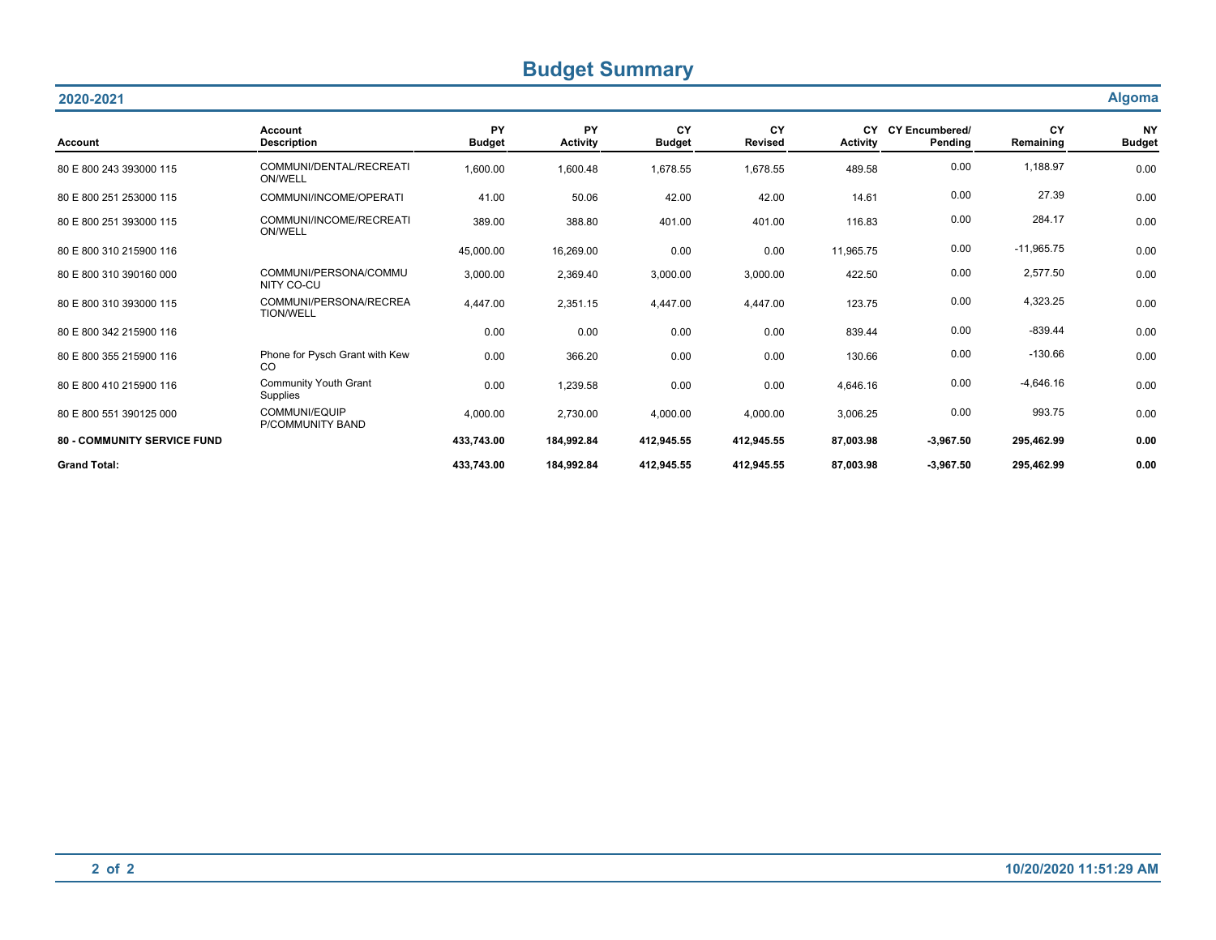# Budget Summary

**2020-2021** — **Algoma**

| Account | Account Description | PY Budget | PY Activity | CY Budget | CY Revised | CY Activity | CY Encumbered/ Pending | CY Remaining | NY Budget |
|---|---|---|---|---|---|---|---|---|---|
| 80 E 800 243 393000 115 | COMMUNI/DENTAL/RECREATI ON/WELL | 1,600.00 | 1,600.48 | 1,678.55 | 1,678.55 | 489.58 | 0.00 | 1,188.97 | 0.00 |
| 80 E 800 251 253000 115 | COMMUNI/INCOME/OPERATI | 41.00 | 50.06 | 42.00 | 42.00 | 14.61 | 0.00 | 27.39 | 0.00 |
| 80 E 800 251 393000 115 | COMMUNI/INCOME/RECREATI ON/WELL | 389.00 | 388.80 | 401.00 | 401.00 | 116.83 | 0.00 | 284.17 | 0.00 |
| 80 E 800 310 215900 116 | | 45,000.00 | 16,269.00 | 0.00 | 0.00 | 11,965.75 | 0.00 | -11,965.75 | 0.00 |
| 80 E 800 310 390160 000 | COMMUNI/PERSONA/COMMU NITY CO-CU | 3,000.00 | 2,369.40 | 3,000.00 | 3,000.00 | 422.50 | 0.00 | 2,577.50 | 0.00 |
| 80 E 800 310 393000 115 | COMMUNI/PERSONA/RECREA TION/WELL | 4,447.00 | 2,351.15 | 4,447.00 | 4,447.00 | 123.75 | 0.00 | 4,323.25 | 0.00 |
| 80 E 800 342 215900 116 | | 0.00 | 0.00 | 0.00 | 0.00 | 839.44 | 0.00 | -839.44 | 0.00 |
| 80 E 800 355 215900 116 | Phone for Pysch Grant with Kew CO | 0.00 | 366.20 | 0.00 | 0.00 | 130.66 | 0.00 | -130.66 | 0.00 |
| 80 E 800 410 215900 116 | Community Youth Grant Supplies | 0.00 | 1,239.58 | 0.00 | 0.00 | 4,646.16 | 0.00 | -4,646.16 | 0.00 |
| 80 E 800 551 390125 000 | COMMUNI/EQUIP P/COMMUNITY BAND | 4,000.00 | 2,730.00 | 4,000.00 | 4,000.00 | 3,006.25 | 0.00 | 993.75 | 0.00 |
| **80 - COMMUNITY SERVICE FUND** | | **433,743.00** | **184,992.84** | **412,945.55** | **412,945.55** | **87,003.98** | **-3,967.50** | **295,462.99** | **0.00** |
| **Grand Total:** | | **433,743.00** | **184,992.84** | **412,945.55** | **412,945.55** | **87,003.98** | **-3,967.50** | **295,462.99** | **0.00** |

**10/20/2020 11:51:29 AM**